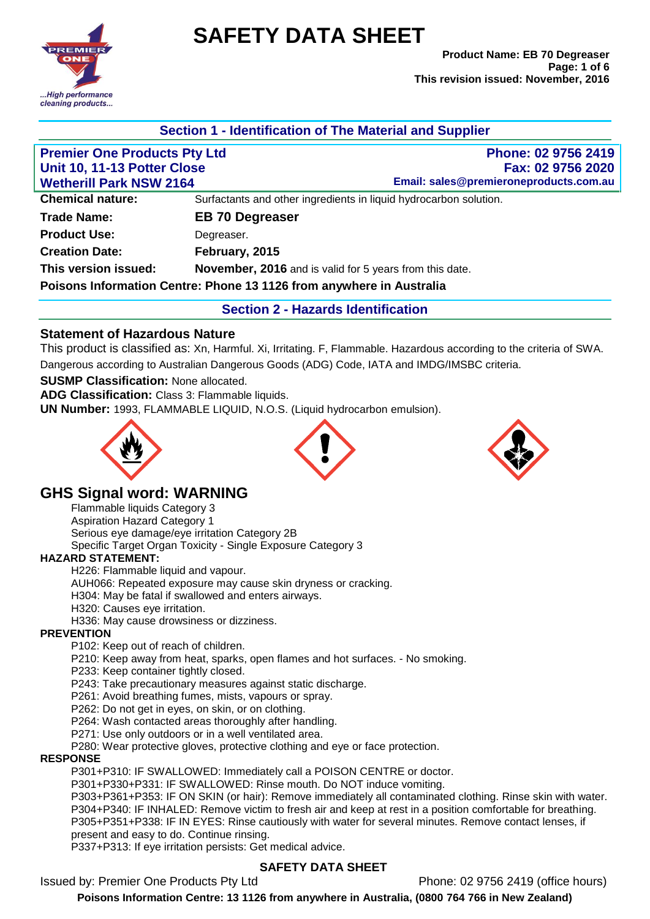# SAFETY DATA SHEET

**Product Name: EB 70 Degreaser**
**This revision issued: November, 2016**

## Section 1 - Identification of The Material and Supplier

**Premier One Products Pty Ltd**
**Unit 10, 11-13 Potter Close**
**Wetherill Park NSW 2164**

**Phone: 02 9756 2419**
**Fax: 02 9756 2020**
**Email: sales@premieroneproducts.com.au**

| | |
|---|---|
| **Chemical nature:** | Surfactants and other ingredients in liquid hydrocarbon solution. |
| **Trade Name:** | **EB 70 Degreaser** |
| **Product Use:** | Degreaser. |
| **Creation Date:** | **February, 2015** |
| **This version issued:** | **November, 2016** and is valid for 5 years from this date. |

**Poisons Information Centre: Phone 13 1126 from anywhere in Australia**

## Section 2 - Hazards Identification

### Statement of Hazardous Nature

This product is classified as: Xn, Harmful. Xi, Irritating. F, Flammable. Hazardous according to the criteria of SWA. Dangerous according to Australian Dangerous Goods (ADG) Code, IATA and IMDG/IMSBC criteria.

**SUSMP Classification:** None allocated.

**ADG Classification:** Class 3: Flammable liquids.

**UN Number:** 1993, FLAMMABLE LIQUID, N.O.S. (Liquid hydrocarbon emulsion).

## GHS Signal word: WARNING

Flammable liquids Category 3
Aspiration Hazard Category 1
Serious eye damage/eye irritation Category 2B
Specific Target Organ Toxicity - Single Exposure Category 3

**HAZARD STATEMENT:**

H226: Flammable liquid and vapour.
AUH066: Repeated exposure may cause skin dryness or cracking.
H304: May be fatal if swallowed and enters airways.
H320: Causes eye irritation.
H336: May cause drowsiness or dizziness.

**PREVENTION**

P102: Keep out of reach of children.
P210: Keep away from heat, sparks, open flames and hot surfaces. - No smoking.
P233: Keep container tightly closed.
P243: Take precautionary measures against static discharge.
P261: Avoid breathing fumes, mists, vapours or spray.
P262: Do not get in eyes, on skin, or on clothing.
P264: Wash contacted areas thoroughly after handling.
P271: Use only outdoors or in a well ventilated area.
P280: Wear protective gloves, protective clothing and eye or face protection.

**RESPONSE**

P301+P310: IF SWALLOWED: Immediately call a POISON CENTRE or doctor.
P301+P330+P331: IF SWALLOWED: Rinse mouth. Do NOT induce vomiting.
P303+P361+P353: IF ON SKIN (or hair): Remove immediately all contaminated clothing. Rinse skin with water.
P304+P340: IF INHALED: Remove victim to fresh air and keep at rest in a position comfortable for breathing.
P305+P351+P338: IF IN EYES: Rinse cautiously with water for several minutes. Remove contact lenses, if present and easy to do. Continue rinsing.
P337+P313: If eye irritation persists: Get medical advice.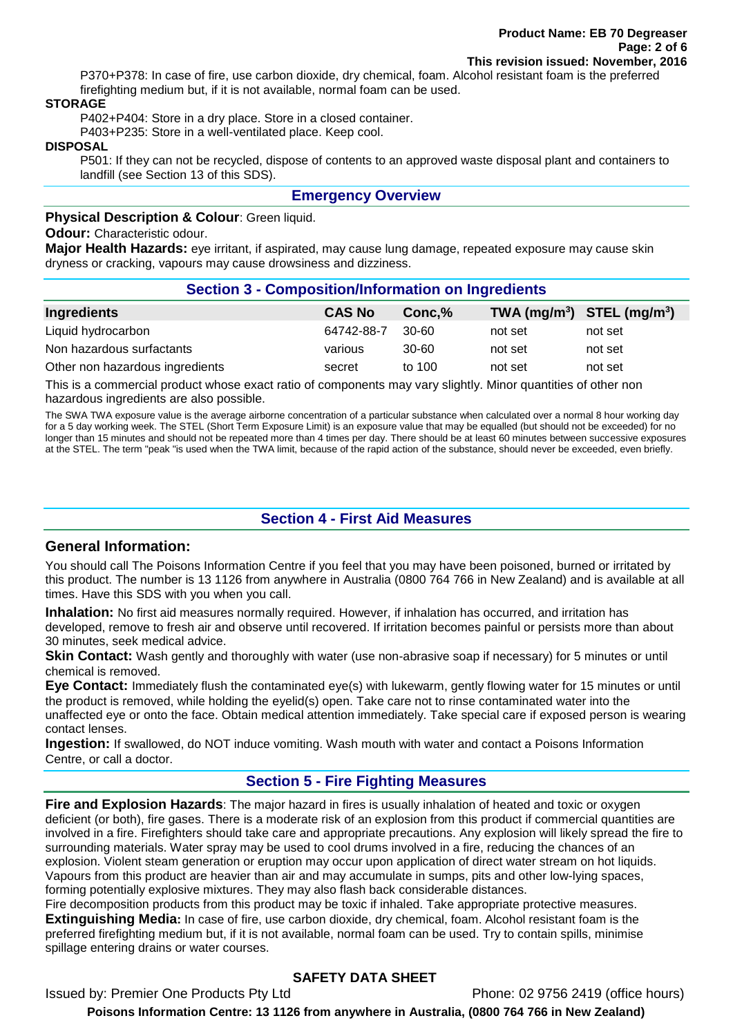P370+P378: In case of fire, use carbon dioxide, dry chemical, foam. Alcohol resistant foam is the preferred firefighting medium but, if it is not available, normal foam can be used.

**STORAGE**

P402+P404: Store in a dry place. Store in a closed container.

P403+P235: Store in a well-ventilated place. Keep cool.

**DISPOSAL**

P501: If they can not be recycled, dispose of contents to an approved waste disposal plant and containers to landfill (see Section 13 of this SDS).

## Emergency Overview

**Physical Description & Colour**: Green liquid.

**Odour:** Characteristic odour.

**Major Health Hazards:** eye irritant, if aspirated, may cause lung damage, repeated exposure may cause skin dryness or cracking, vapours may cause drowsiness and dizziness.

## Section 3 - Composition/Information on Ingredients

| Ingredients | CAS No | Conc,% | TWA ($mg/m^3$) | STEL ($mg/m^3$) |
|---|---|---|---|---|
| Liquid hydrocarbon | 64742-88-7 | 30-60 | not set | not set |
| Non hazardous surfactants | various | 30-60 | not set | not set |
| Other non hazardous ingredients | secret | to 100 | not set | not set |

This is a commercial product whose exact ratio of components may vary slightly. Minor quantities of other non hazardous ingredients are also possible.

The SWA TWA exposure value is the average airborne concentration of a particular substance when calculated over a normal 8 hour working day for a 5 day working week. The STEL (Short Term Exposure Limit) is an exposure value that may be equalled (but should not be exceeded) for no longer than 15 minutes and should not be repeated more than 4 times per day. There should be at least 60 minutes between successive exposures at the STEL. The term "peak "is used when the TWA limit, because of the rapid action of the substance, should never be exceeded, even briefly.

## Section 4 - First Aid Measures

### General Information:

You should call The Poisons Information Centre if you feel that you may have been poisoned, burned or irritated by this product. The number is 13 1126 from anywhere in Australia (0800 764 766 in New Zealand) and is available at all times. Have this SDS with you when you call.

**Inhalation:** No first aid measures normally required. However, if inhalation has occurred, and irritation has developed, remove to fresh air and observe until recovered. If irritation becomes painful or persists more than about 30 minutes, seek medical advice.

**Skin Contact:** Wash gently and thoroughly with water (use non-abrasive soap if necessary) for 5 minutes or until chemical is removed.

**Eye Contact:** Immediately flush the contaminated eye(s) with lukewarm, gently flowing water for 15 minutes or until the product is removed, while holding the eyelid(s) open. Take care not to rinse contaminated water into the unaffected eye or onto the face. Obtain medical attention immediately. Take special care if exposed person is wearing contact lenses.

**Ingestion:** If swallowed, do NOT induce vomiting. Wash mouth with water and contact a Poisons Information Centre, or call a doctor.

## Section 5 - Fire Fighting Measures

**Fire and Explosion Hazards**: The major hazard in fires is usually inhalation of heated and toxic or oxygen deficient (or both), fire gases. There is a moderate risk of an explosion from this product if commercial quantities are involved in a fire. Firefighters should take care and appropriate precautions. Any explosion will likely spread the fire to surrounding materials. Water spray may be used to cool drums involved in a fire, reducing the chances of an explosion. Violent steam generation or eruption may occur upon application of direct water stream on hot liquids. Vapours from this product are heavier than air and may accumulate in sumps, pits and other low-lying spaces, forming potentially explosive mixtures. They may also flash back considerable distances.

Fire decomposition products from this product may be toxic if inhaled. Take appropriate protective measures.

**Extinguishing Media:** In case of fire, use carbon dioxide, dry chemical, foam. Alcohol resistant foam is the preferred firefighting medium but, if it is not available, normal foam can be used. Try to contain spills, minimise spillage entering drains or water courses.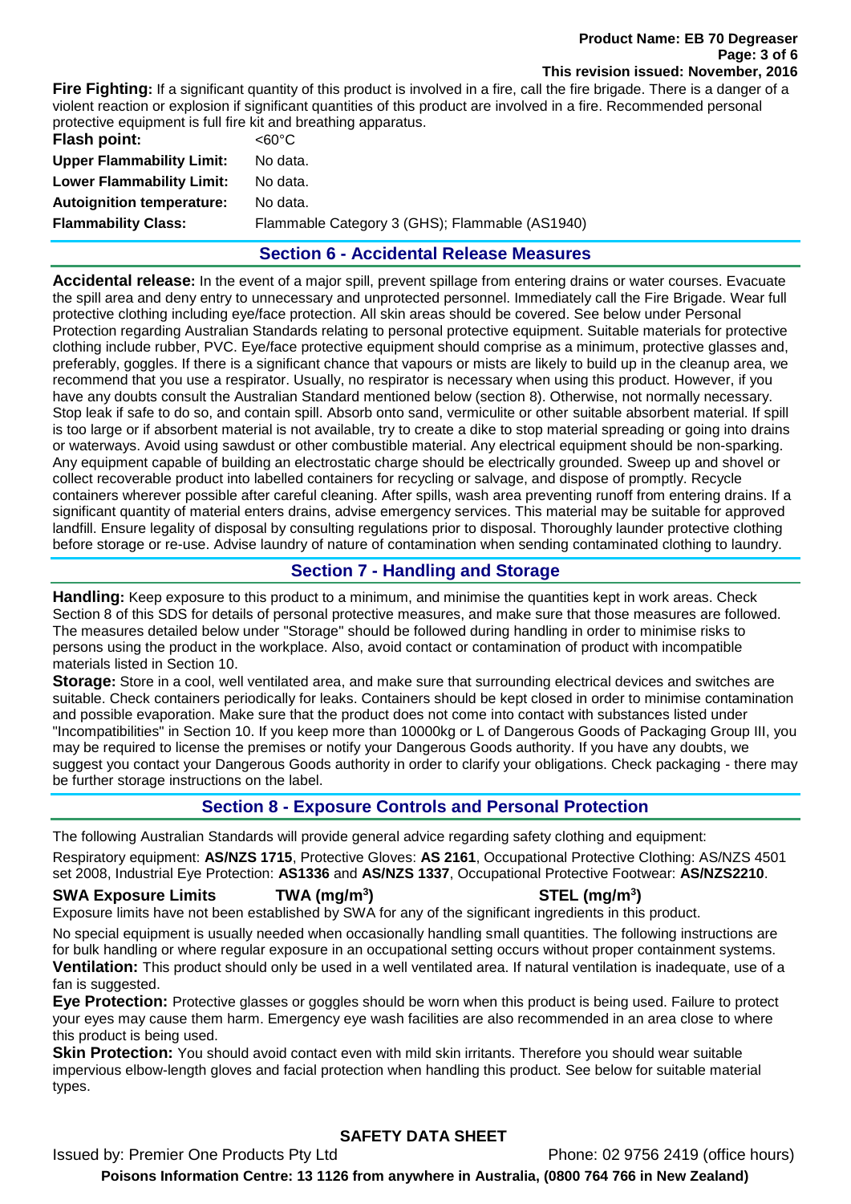**Fire Fighting:** If a significant quantity of this product is involved in a fire, call the fire brigade. There is a danger of a violent reaction or explosion if significant quantities of this product are involved in a fire. Recommended personal protective equipment is full fire kit and breathing apparatus.

| | |
|---|---|
| **Flash point:** | <60°C |
| **Upper Flammability Limit:** | No data. |
| **Lower Flammability Limit:** | No data. |
| **Autoignition temperature:** | No data. |
| **Flammability Class:** | Flammable Category 3 (GHS); Flammable (AS1940) |

## Section 6 - Accidental Release Measures

**Accidental release:** In the event of a major spill, prevent spillage from entering drains or water courses. Evacuate the spill area and deny entry to unnecessary and unprotected personnel. Immediately call the Fire Brigade. Wear full protective clothing including eye/face protection. All skin areas should be covered. See below under Personal Protection regarding Australian Standards relating to personal protective equipment. Suitable materials for protective clothing include rubber, PVC. Eye/face protective equipment should comprise as a minimum, protective glasses and, preferably, goggles. If there is a significant chance that vapours or mists are likely to build up in the cleanup area, we recommend that you use a respirator. Usually, no respirator is necessary when using this product. However, if you have any doubts consult the Australian Standard mentioned below (section 8). Otherwise, not normally necessary. Stop leak if safe to do so, and contain spill. Absorb onto sand, vermiculite or other suitable absorbent material. If spill is too large or if absorbent material is not available, try to create a dike to stop material spreading or going into drains or waterways. Avoid using sawdust or other combustible material. Any electrical equipment should be non-sparking. Any equipment capable of building an electrostatic charge should be electrically grounded. Sweep up and shovel or collect recoverable product into labelled containers for recycling or salvage, and dispose of promptly. Recycle containers wherever possible after careful cleaning. After spills, wash area preventing runoff from entering drains. If a significant quantity of material enters drains, advise emergency services. This material may be suitable for approved landfill. Ensure legality of disposal by consulting regulations prior to disposal. Thoroughly launder protective clothing before storage or re-use. Advise laundry of nature of contamination when sending contaminated clothing to laundry.

## Section 7 - Handling and Storage

**Handling:** Keep exposure to this product to a minimum, and minimise the quantities kept in work areas. Check Section 8 of this SDS for details of personal protective measures, and make sure that those measures are followed. The measures detailed below under "Storage" should be followed during handling in order to minimise risks to persons using the product in the workplace. Also, avoid contact or contamination of product with incompatible materials listed in Section 10.

**Storage:** Store in a cool, well ventilated area, and make sure that surrounding electrical devices and switches are suitable. Check containers periodically for leaks. Containers should be kept closed in order to minimise contamination and possible evaporation. Make sure that the product does not come into contact with substances listed under "Incompatibilities" in Section 10. If you keep more than 10000kg or L of Dangerous Goods of Packaging Group III, you may be required to license the premises or notify your Dangerous Goods authority. If you have any doubts, we suggest you contact your Dangerous Goods authority in order to clarify your obligations. Check packaging - there may be further storage instructions on the label.

## Section 8 - Exposure Controls and Personal Protection

The following Australian Standards will provide general advice regarding safety clothing and equipment:

Respiratory equipment: **AS/NZS 1715**, Protective Gloves: **AS 2161**, Occupational Protective Clothing: AS/NZS 4501 set 2008, Industrial Eye Protection: **AS1336** and **AS/NZS 1337**, Occupational Protective Footwear: **AS/NZS2210**.

| **SWA Exposure Limits** | **TWA (mg/m$^3$)** | **STEL (mg/m$^3$)** |
|---|---|---|

Exposure limits have not been established by SWA for any of the significant ingredients in this product.

No special equipment is usually needed when occasionally handling small quantities. The following instructions are for bulk handling or where regular exposure in an occupational setting occurs without proper containment systems.

**Ventilation:** This product should only be used in a well ventilated area. If natural ventilation is inadequate, use of a fan is suggested.

**Eye Protection:** Protective glasses or goggles should be worn when this product is being used. Failure to protect your eyes may cause them harm. Emergency eye wash facilities are also recommended in an area close to where this product is being used.

**Skin Protection:** You should avoid contact even with mild skin irritants. Therefore you should wear suitable impervious elbow-length gloves and facial protection when handling this product. See below for suitable material types.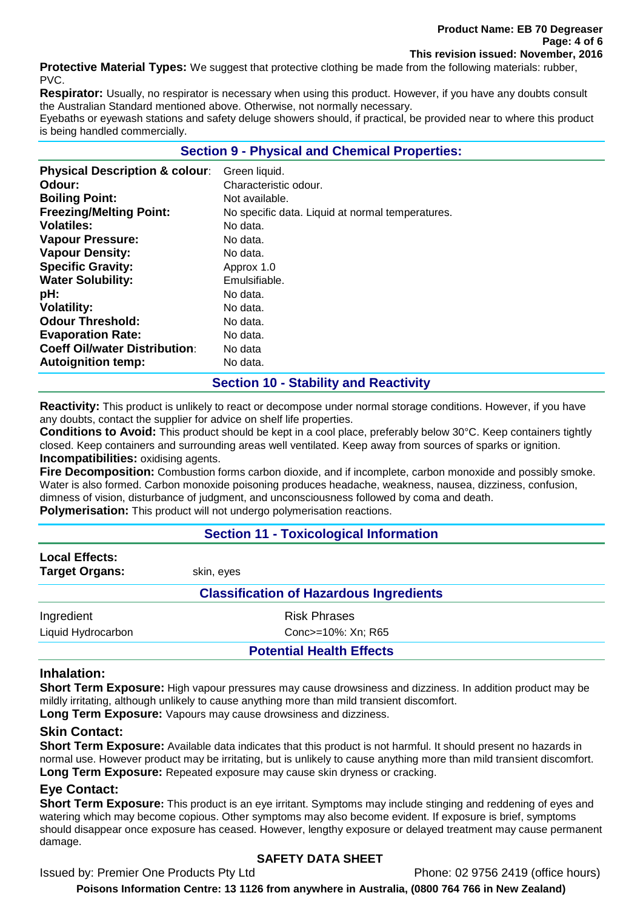**Protective Material Types:** We suggest that protective clothing be made from the following materials: rubber, PVC.

**Respirator:** Usually, no respirator is necessary when using this product. However, if you have any doubts consult the Australian Standard mentioned above. Otherwise, not normally necessary.

Eyebaths or eyewash stations and safety deluge showers should, if practical, be provided near to where this product is being handled commercially.

## Section 9 - Physical and Chemical Properties:

| | |
|---|---|
| **Physical Description & colour**: | Green liquid. |
| **Odour:** | Characteristic odour. |
| **Boiling Point:** | Not available. |
| **Freezing/Melting Point:** | No specific data. Liquid at normal temperatures. |
| **Volatiles:** | No data. |
| **Vapour Pressure:** | No data. |
| **Vapour Density:** | No data. |
| **Specific Gravity:** | Approx 1.0 |
| **Water Solubility:** | Emulsifiable. |
| **pH:** | No data. |
| **Volatility:** | No data. |
| **Odour Threshold:** | No data. |
| **Evaporation Rate:** | No data. |
| **Coeff Oil/water Distribution**: | No data |
| **Autoignition temp:** | No data. |

## Section 10 - Stability and Reactivity

**Reactivity:** This product is unlikely to react or decompose under normal storage conditions. However, if you have any doubts, contact the supplier for advice on shelf life properties.

**Conditions to Avoid:** This product should be kept in a cool place, preferably below 30°C. Keep containers tightly closed. Keep containers and surrounding areas well ventilated. Keep away from sources of sparks or ignition.

**Incompatibilities:** oxidising agents.

**Fire Decomposition:** Combustion forms carbon dioxide, and if incomplete, carbon monoxide and possibly smoke. Water is also formed. Carbon monoxide poisoning produces headache, weakness, nausea, dizziness, confusion, dimness of vision, disturbance of judgment, and unconsciousness followed by coma and death.

**Polymerisation:** This product will not undergo polymerisation reactions.

## Section 11 - Toxicological Information

**Local Effects:**

**Target Organs:** skin, eyes

### Classification of Hazardous Ingredients

| Ingredient | Risk Phrases |
|---|---|
| Liquid Hydrocarbon | Conc>=10%: Xn; R65 |

### Potential Health Effects

#### Inhalation:

**Short Term Exposure:** High vapour pressures may cause drowsiness and dizziness. In addition product may be mildly irritating, although unlikely to cause anything more than mild transient discomfort.

**Long Term Exposure:** Vapours may cause drowsiness and dizziness.

#### Skin Contact:

**Short Term Exposure:** Available data indicates that this product is not harmful. It should present no hazards in normal use. However product may be irritating, but is unlikely to cause anything more than mild transient discomfort.

**Long Term Exposure:** Repeated exposure may cause skin dryness or cracking.

#### Eye Contact:

**Short Term Exposure:** This product is an eye irritant. Symptoms may include stinging and reddening of eyes and watering which may become copious. Other symptoms may also become evident. If exposure is brief, symptoms should disappear once exposure has ceased. However, lengthy exposure or delayed treatment may cause permanent damage.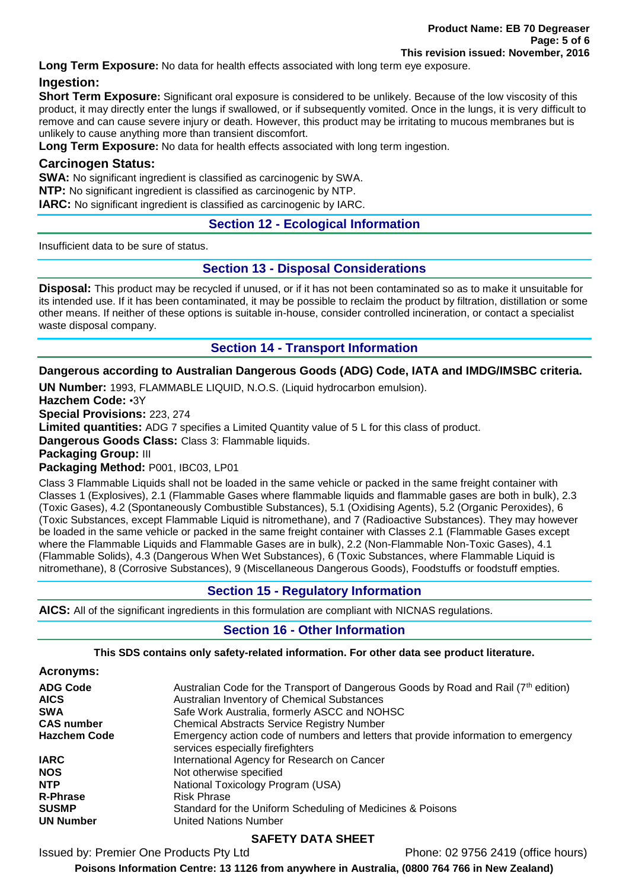**Long Term Exposure:** No data for health effects associated with long term eye exposure.

### Ingestion:

**Short Term Exposure:** Significant oral exposure is considered to be unlikely. Because of the low viscosity of this product, it may directly enter the lungs if swallowed, or if subsequently vomited. Once in the lungs, it is very difficult to remove and can cause severe injury or death. However, this product may be irritating to mucous membranes but is unlikely to cause anything more than transient discomfort.

**Long Term Exposure:** No data for health effects associated with long term ingestion.

### Carcinogen Status:

**SWA:** No significant ingredient is classified as carcinogenic by SWA.

**NTP:** No significant ingredient is classified as carcinogenic by NTP.

**IARC:** No significant ingredient is classified as carcinogenic by IARC.

## Section 12 - Ecological Information

Insufficient data to be sure of status.

## Section 13 - Disposal Considerations

**Disposal:** This product may be recycled if unused, or if it has not been contaminated so as to make it unsuitable for its intended use. If it has been contaminated, it may be possible to reclaim the product by filtration, distillation or some other means. If neither of these options is suitable in-house, consider controlled incineration, or contact a specialist waste disposal company.

## Section 14 - Transport Information

**Dangerous according to Australian Dangerous Goods (ADG) Code, IATA and IMDG/IMSBC criteria.**

**UN Number:** 1993, FLAMMABLE LIQUID, N.O.S. (Liquid hydrocarbon emulsion).

**Hazchem Code:** •3Y

**Special Provisions:** 223, 274

**Limited quantities:** ADG 7 specifies a Limited Quantity value of 5 L for this class of product.

**Dangerous Goods Class:** Class 3: Flammable liquids.

**Packaging Group:** III

**Packaging Method:** P001, IBC03, LP01

Class 3 Flammable Liquids shall not be loaded in the same vehicle or packed in the same freight container with Classes 1 (Explosives), 2.1 (Flammable Gases where flammable liquids and flammable gases are both in bulk), 2.3 (Toxic Gases), 4.2 (Spontaneously Combustible Substances), 5.1 (Oxidising Agents), 5.2 (Organic Peroxides), 6 (Toxic Substances, except Flammable Liquid is nitromethane), and 7 (Radioactive Substances). They may however be loaded in the same vehicle or packed in the same freight container with Classes 2.1 (Flammable Gases except where the Flammable Liquids and Flammable Gases are in bulk), 2.2 (Non-Flammable Non-Toxic Gases), 4.1 (Flammable Solids), 4.3 (Dangerous When Wet Substances), 6 (Toxic Substances, where Flammable Liquid is nitromethane), 8 (Corrosive Substances), 9 (Miscellaneous Dangerous Goods), Foodstuffs or foodstuff empties.

## Section 15 - Regulatory Information

**AICS:** All of the significant ingredients in this formulation are compliant with NICNAS regulations.

## Section 16 - Other Information

**This SDS contains only safety-related information. For other data see product literature.**

### Acronyms:

| | |
|---|---|
| **ADG Code** | Australian Code for the Transport of Dangerous Goods by Road and Rail (7th edition) |
| **AICS** | Australian Inventory of Chemical Substances |
| **SWA** | Safe Work Australia, formerly ASCC and NOHSC |
| **CAS number** | Chemical Abstracts Service Registry Number |
| **Hazchem Code** | Emergency action code of numbers and letters that provide information to emergency services especially firefighters |
| **IARC** | International Agency for Research on Cancer |
| **NOS** | Not otherwise specified |
| **NTP** | National Toxicology Program (USA) |
| **R-Phrase** | Risk Phrase |
| **SUSMP** | Standard for the Uniform Scheduling of Medicines & Poisons |
| **UN Number** | United Nations Number |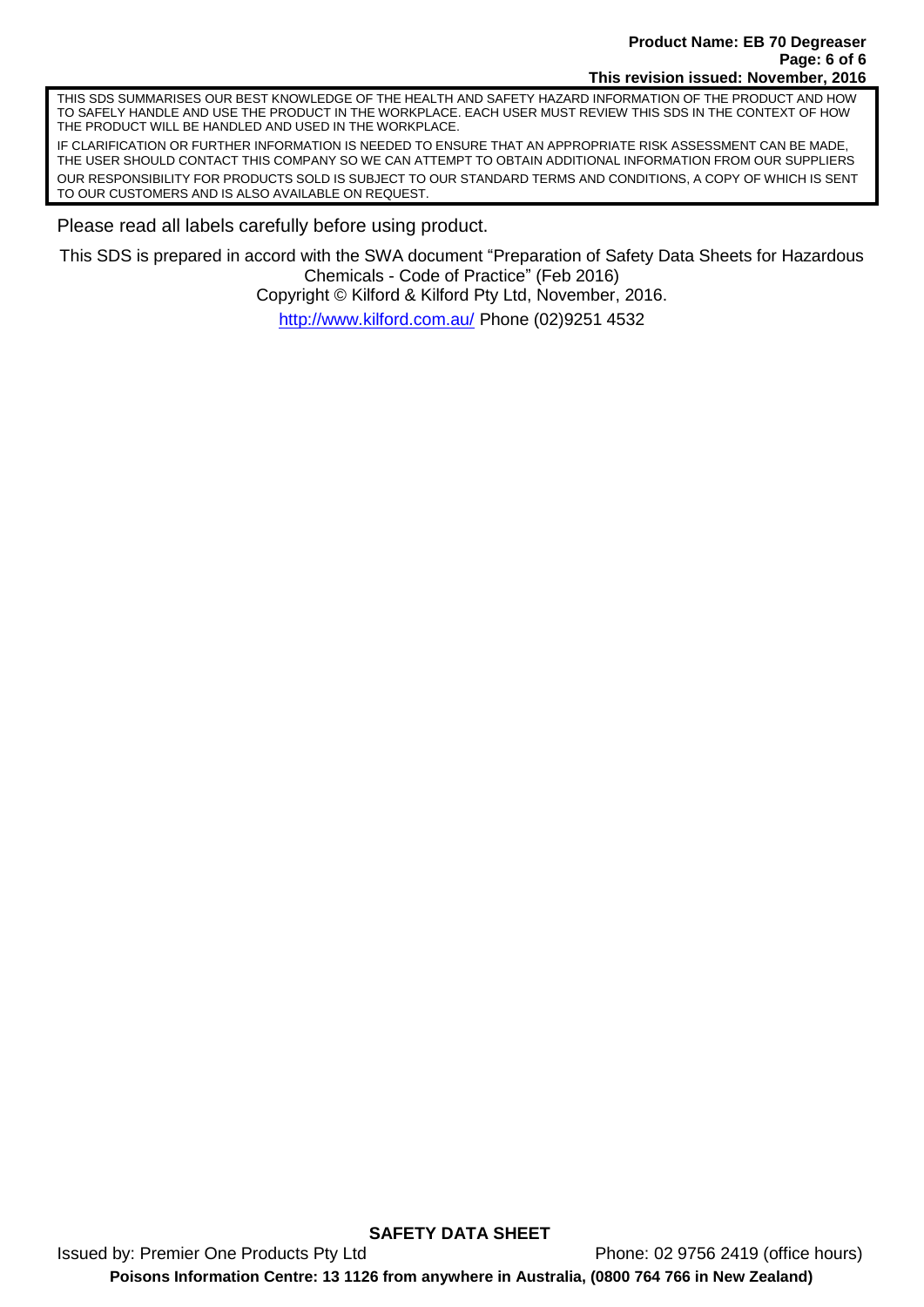THIS SDS SUMMARISES OUR BEST KNOWLEDGE OF THE HEALTH AND SAFETY HAZARD INFORMATION OF THE PRODUCT AND HOW TO SAFELY HANDLE AND USE THE PRODUCT IN THE WORKPLACE. EACH USER MUST REVIEW THIS SDS IN THE CONTEXT OF HOW THE PRODUCT WILL BE HANDLED AND USED IN THE WORKPLACE.

IF CLARIFICATION OR FURTHER INFORMATION IS NEEDED TO ENSURE THAT AN APPROPRIATE RISK ASSESSMENT CAN BE MADE, THE USER SHOULD CONTACT THIS COMPANY SO WE CAN ATTEMPT TO OBTAIN ADDITIONAL INFORMATION FROM OUR SUPPLIERS

OUR RESPONSIBILITY FOR PRODUCTS SOLD IS SUBJECT TO OUR STANDARD TERMS AND CONDITIONS, A COPY OF WHICH IS SENT TO OUR CUSTOMERS AND IS ALSO AVAILABLE ON REQUEST.

Please read all labels carefully before using product.

This SDS is prepared in accord with the SWA document "Preparation of Safety Data Sheets for Hazardous Chemicals - Code of Practice" (Feb 2016)
Copyright © Kilford & Kilford Pty Ltd, November, 2016.
http://www.kilford.com.au/ Phone (02)9251 4532